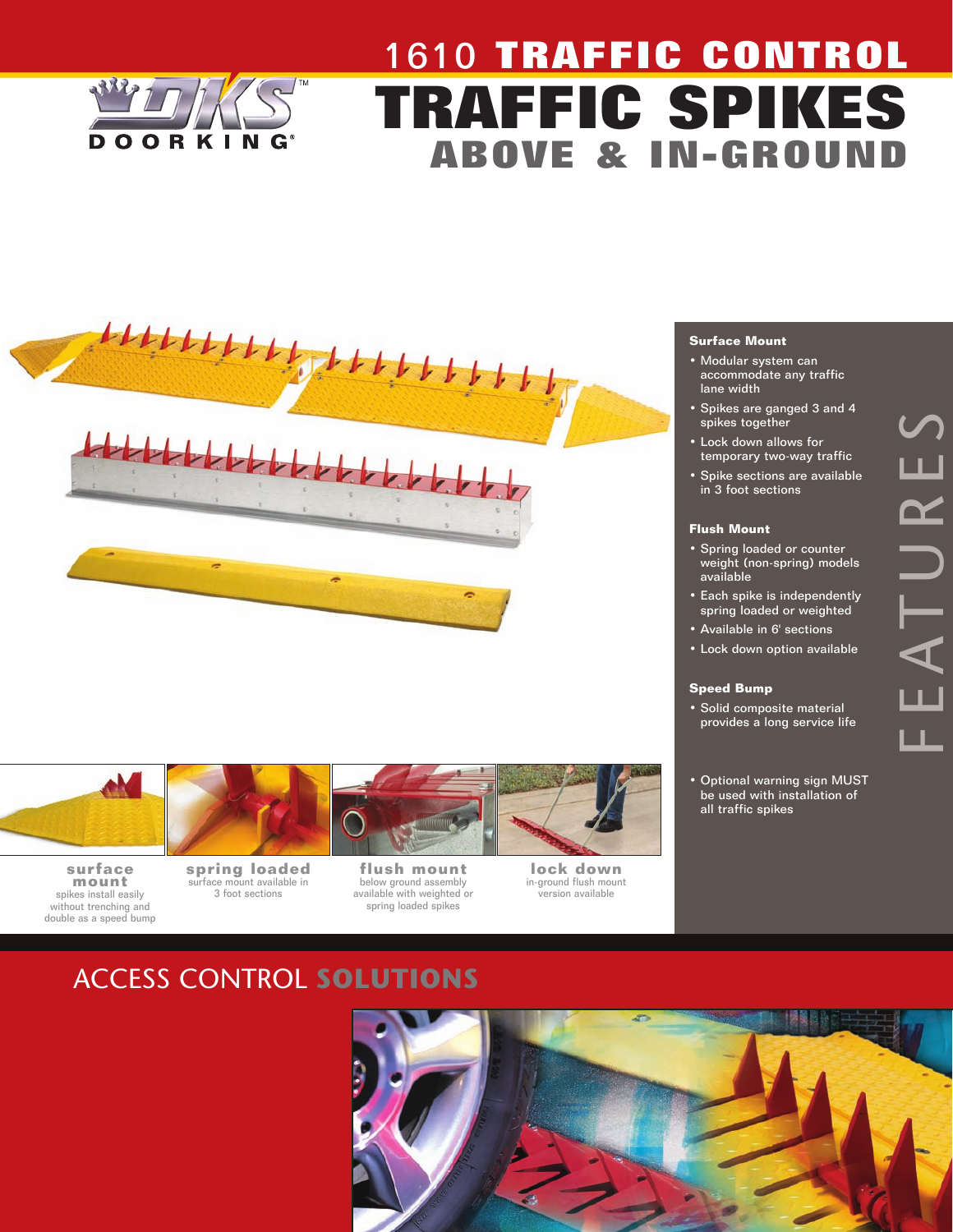DOORKING®

# 1610 TRAFFIC CONTROL
# TRAFFIC SPIKES
## ABOVE & IN-GROUND

## FEATURES

### Surface Mount

- Modular system can accommodate any traffic lane width
- Spikes are ganged 3 and 4 spikes together
- Lock down allows for temporary two-way traffic
- Spike sections are available in 3 foot sections

### Flush Mount

- Spring loaded or counter weight (non-spring) models available
- Each spike is independently spring loaded or weighted
- Available in 6' sections
- Lock down option available

### Speed Bump

- Solid composite material provides a long service life

- Optional warning sign MUST be used with installation of all traffic spikes

**surface mount**
spikes install easily without trenching and double as a speed bump

**spring loaded**
surface mount available in 3 foot sections

**flush mount**
below ground assembly available with weighted or spring loaded spikes

**lock down**
in-ground flush mount version available

## ACCESS CONTROL **SOLUTIONS**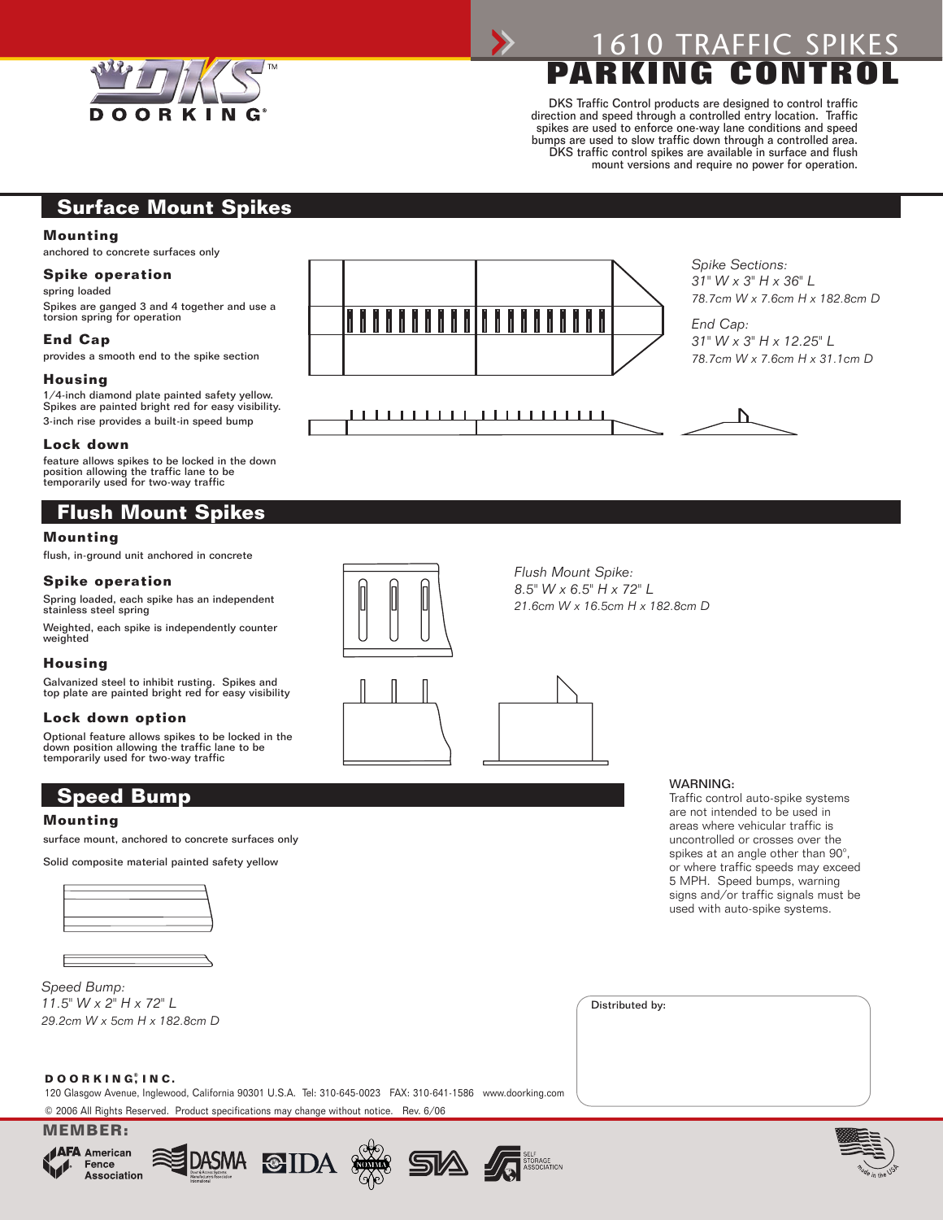# 1610 TRAFFIC SPIKES
# PARKING CONTROL

DKS Traffic Control products are designed to control traffic direction and speed through a controlled entry location. Traffic spikes are used to enforce one-way lane conditions and speed bumps are used to slow traffic down through a controlled area. DKS traffic control spikes are available in surface and flush mount versions and require no power for operation.

## Surface Mount Spikes

### Mounting

anchored to concrete surfaces only

### Spike operation

spring loaded

Spikes are ganged 3 and 4 together and use a torsion spring for operation

### End Cap

provides a smooth end to the spike section

### Housing

1/4-inch diamond plate painted safety yellow. Spikes are painted bright red for easy visibility.

3-inch rise provides a built-in speed bump

### Lock down

feature allows spikes to be locked in the down position allowing the traffic lane to be temporarily used for two-way traffic

*Spike Sections:*
*31" W x 3" H x 36" L*
*78.7cm W x 7.6cm H x 182.8cm D*

*End Cap:*
*31" W x 3" H x 12.25" L*
*78.7cm W x 7.6cm H x 31.1cm D*

## Flush Mount Spikes

### Mounting

flush, in-ground unit anchored in concrete

### Spike operation

Spring loaded, each spike has an independent stainless steel spring

Weighted, each spike is independently counter weighted

### Housing

Galvanized steel to inhibit rusting. Spikes and top plate are painted bright red for easy visibility

### Lock down option

Optional feature allows spikes to be locked in the down position allowing the traffic lane to be temporarily used for two-way traffic

*Flush Mount Spike:*
*8.5" W x 6.5" H x 72" L*
*21.6cm W x 16.5cm H x 182.8cm D*

## Speed Bump

### Mounting

surface mount, anchored to concrete surfaces only

Solid composite material painted safety yellow

*Speed Bump:*
*11.5" W x 2" H x 72" L*
*29.2cm W x 5cm H x 182.8cm D*

WARNING:
Traffic control auto-spike systems are not intended to be used in areas where vehicular traffic is uncontrolled or crosses over the spikes at an angle other than 90°, or where traffic speeds may exceed 5 MPH. Speed bumps, warning signs and/or traffic signals must be used with auto-spike systems.

Distributed by:

**DOORKING, INC.**
120 Glasgow Avenue, Inglewood, California 90301 U.S.A. Tel: 310-645-0023 FAX: 310-641-1586 www.doorking.com

© 2006 All Rights Reserved. Product specifications may change without notice. Rev. 6/06

**MEMBER:**
American Fence Association · DASMA · IDA · NOMMA · SIA · Self Storage Association

made in the USA